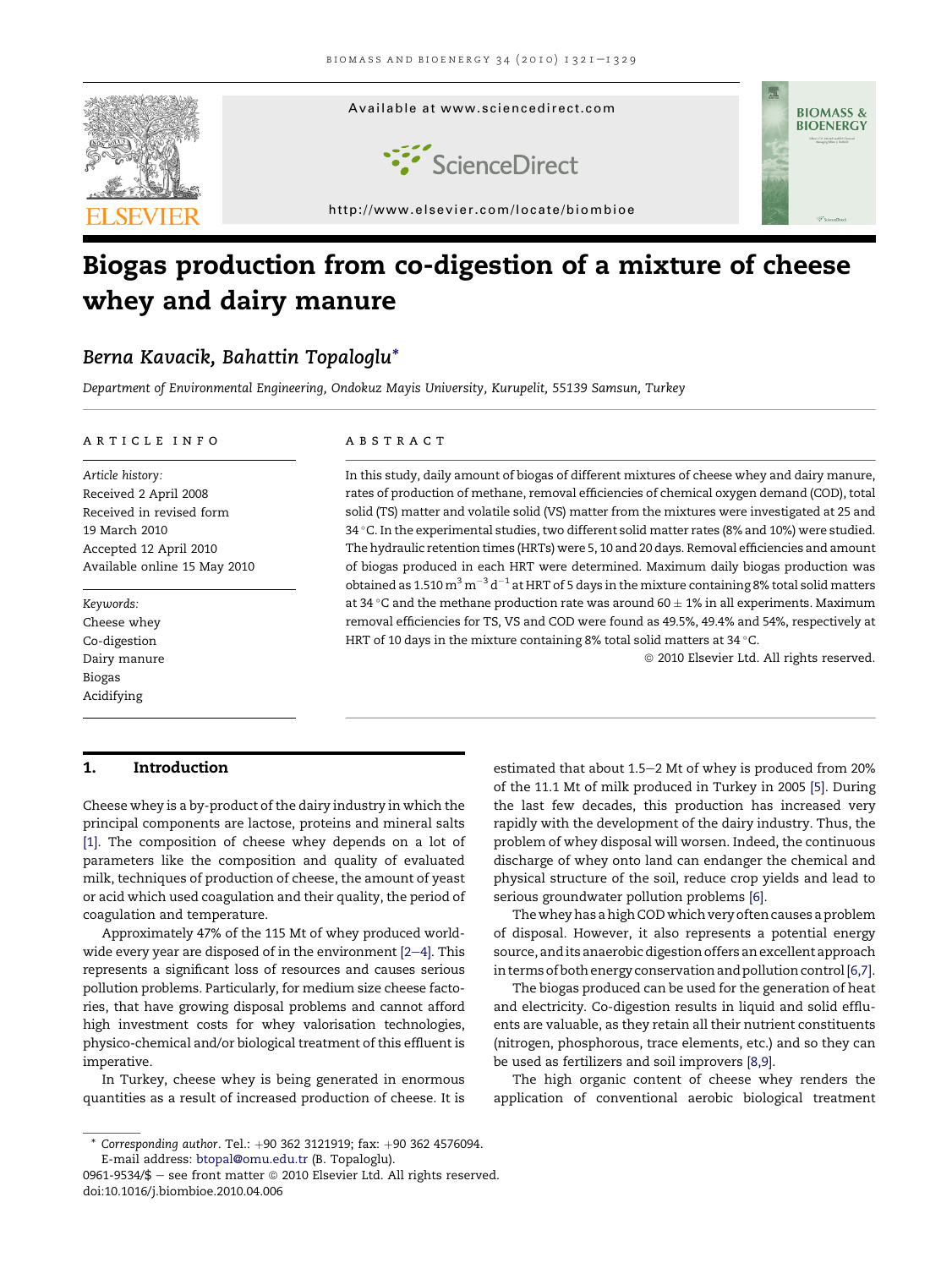# Biogas production from co-digestion of a mixture of cheese whey and dairy manure

*Berna Kavacik, Bahattin Topaloglu**

*Department of Environmental Engineering, Ondokuz Mayis University, Kurupelit, 55139 Samsun, Turkey*

ARTICLE INFO

*Article history:*
Received 2 April 2008
Received in revised form
19 March 2010
Accepted 12 April 2010
Available online 15 May 2010

*Keywords:*
Cheese whey
Co-digestion
Dairy manure
Biogas
Acidifying

ABSTRACT

In this study, daily amount of biogas of different mixtures of cheese whey and dairy manure, rates of production of methane, removal efficiencies of chemical oxygen demand (COD), total solid (TS) matter and volatile solid (VS) matter from the mixtures were investigated at 25 and 34 °C. In the experimental studies, two different solid matter rates (8% and 10%) were studied. The hydraulic retention times (HRTs) were 5, 10 and 20 days. Removal efficiencies and amount of biogas produced in each HRT were determined. Maximum daily biogas production was obtained as 1.510 $m^3\ m^{-3}\ d^{-1}$ at HRT of 5 days in the mixture containing 8% total solid matters at 34 °C and the methane production rate was around $60 \pm 1\%$ in all experiments. Maximum removal efficiencies for TS, VS and COD were found as 49.5%, 49.4% and 54%, respectively at HRT of 10 days in the mixture containing 8% total solid matters at 34 °C.

© 2010 Elsevier Ltd. All rights reserved.

## 1. Introduction

Cheese whey is a by-product of the dairy industry in which the principal components are lactose, proteins and mineral salts [1]. The composition of cheese whey depends on a lot of parameters like the composition and quality of evaluated milk, techniques of production of cheese, the amount of yeast or acid which used coagulation and their quality, the period of coagulation and temperature.

Approximately 47% of the 115 Mt of whey produced worldwide every year are disposed of in the environment [2–4]. This represents a significant loss of resources and causes serious pollution problems. Particularly, for medium size cheese factories, that have growing disposal problems and cannot afford high investment costs for whey valorisation technologies, physico-chemical and/or biological treatment of this effluent is imperative.

In Turkey, cheese whey is being generated in enormous quantities as a result of increased production of cheese. It is estimated that about 1.5–2 Mt of whey is produced from 20% of the 11.1 Mt of milk produced in Turkey in 2005 [5]. During the last few decades, this production has increased very rapidly with the development of the dairy industry. Thus, the problem of whey disposal will worsen. Indeed, the continuous discharge of whey onto land can endanger the chemical and physical structure of the soil, reduce crop yields and lead to serious groundwater pollution problems [6].

The whey has a high COD which very often causes a problem of disposal. However, it also represents a potential energy source, and its anaerobic digestion offers an excellent approach in terms of both energy conservation and pollution control [6,7].

The biogas produced can be used for the generation of heat and electricity. Co-digestion results in liquid and solid effluents are valuable, as they retain all their nutrient constituents (nitrogen, phosphorous, trace elements, etc.) and so they can be used as fertilizers and soil improvers [8,9].

The high organic content of cheese whey renders the application of conventional aerobic biological treatment

\* *Corresponding author*. Tel.: +90 362 3121919; fax: +90 362 4576094.
E-mail address: btopal@omu.edu.tr (B. Topaloglu).
0961-9534/$ – see front matter © 2010 Elsevier Ltd. All rights reserved.
doi:10.1016/j.biombioe.2010.04.006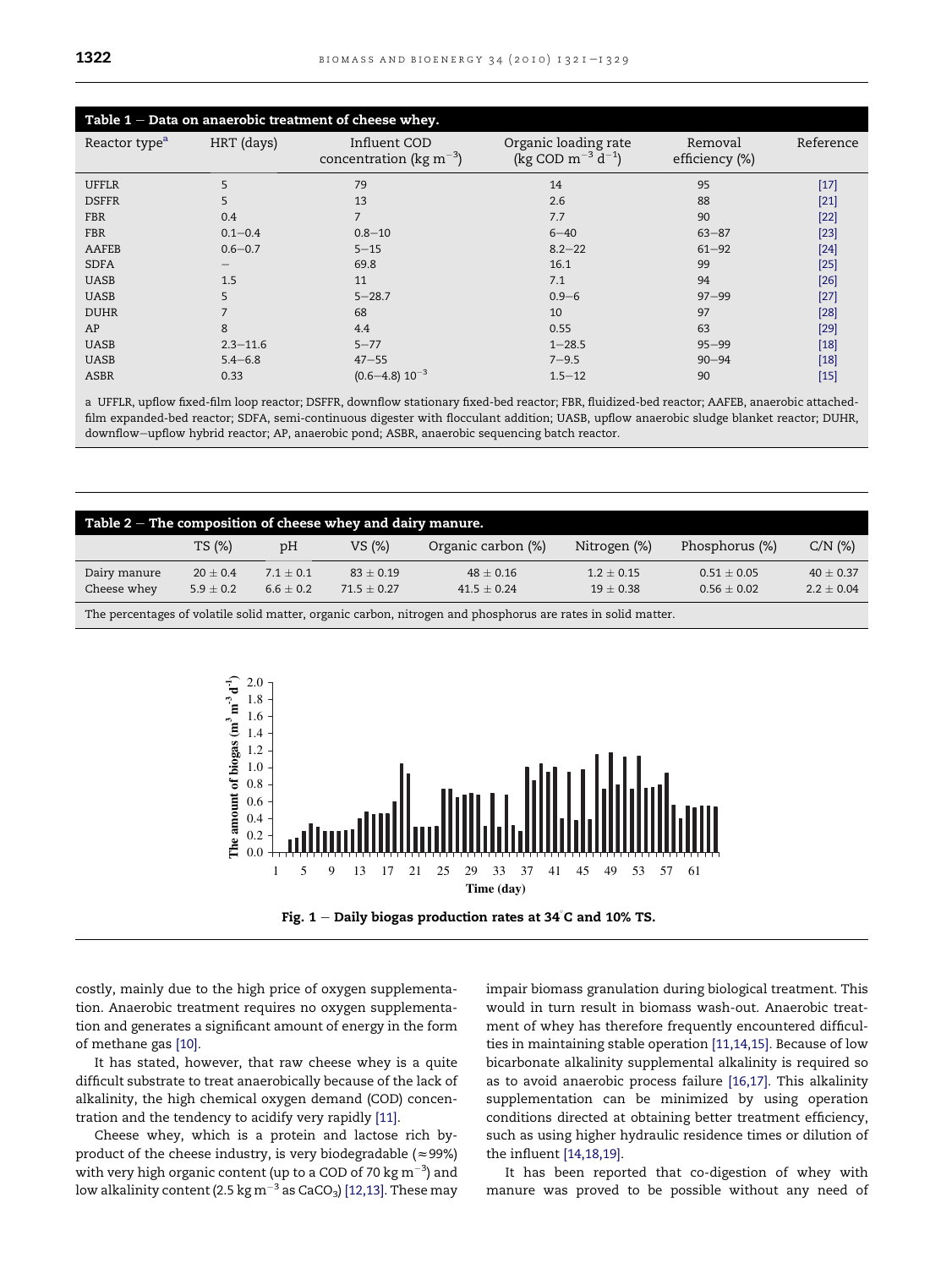**Table 1 – Data on anaerobic treatment of cheese whey.**

| Reactor type[a] | HRT (days) | Influent COD concentration (kg $m^{-3}$) | Organic loading rate (kg COD $m^{-3}$ $d^{-1}$) | Removal efficiency (%) | Reference |
|---|---|---|---|---|---|
| UFFLR | 5 | 79 | 14 | 95 | [17] |
| DSFFR | 5 | 13 | 2.6 | 88 | [21] |
| FBR | 0.4 | 7 | 7.7 | 90 | [22] |
| FBR | 0.1–0.4 | 0.8–10 | 6–40 | 63–87 | [23] |
| AAFEB | 0.6–0.7 | 5–15 | 8.2–22 | 61–92 | [24] |
| SDFA | – | 69.8 | 16.1 | 99 | [25] |
| UASB | 1.5 | 11 | 7.1 | 94 | [26] |
| UASB | 5 | 5–28.7 | 0.9–6 | 97–99 | [27] |
| DUHR | 7 | 68 | 10 | 97 | [28] |
| AP | 8 | 4.4 | 0.55 | 63 | [29] |
| UASB | 2.3–11.6 | 5–77 | 1–28.5 | 95–99 | [18] |
| UASB | 5.4–6.8 | 47–55 | 7–9.5 | 90–94 | [18] |
| ASBR | 0.33 | (0.6–4.8) $10^{-3}$ | 1.5–12 | 90 | [15] |

a UFFLR, upflow fixed-film loop reactor; DSFFR, downflow stationary fixed-bed reactor; FBR, fluidized-bed reactor; AAFEB, anaerobic attached-film expanded-bed reactor; SDFA, semi-continuous digester with flocculant addition; UASB, upflow anaerobic sludge blanket reactor; DUHR, downflow–upflow hybrid reactor; AP, anaerobic pond; ASBR, anaerobic sequencing batch reactor.

**Table 2 – The composition of cheese whey and dairy manure.**

| | TS (%) | pH | VS (%) | Organic carbon (%) | Nitrogen (%) | Phosphorus (%) | C/N (%) |
|---|---|---|---|---|---|---|---|
| Dairy manure | 20 ± 0.4 | 7.1 ± 0.1 | 83 ± 0.19 | 48 ± 0.16 | 1.2 ± 0.15 | 0.51 ± 0.05 | 40 ± 0.37 |
| Cheese whey | 5.9 ± 0.2 | 6.6 ± 0.2 | 71.5 ± 0.27 | 41.5 ± 0.24 | 19 ± 0.38 | 0.56 ± 0.02 | 2.2 ± 0.04 |

The percentages of volatile solid matter, organic carbon, nitrogen and phosphorus are rates in solid matter.

Fig. 1 – Daily biogas production rates at 34 °C and 10% TS.

costly, mainly due to the high price of oxygen supplementation. Anaerobic treatment requires no oxygen supplementation and generates a significant amount of energy in the form of methane gas [10].

It has stated, however, that raw cheese whey is a quite difficult substrate to treat anaerobically because of the lack of alkalinity, the high chemical oxygen demand (COD) concentration and the tendency to acidify very rapidly [11].

Cheese whey, which is a protein and lactose rich by-product of the cheese industry, is very biodegradable (≈99%) with very high organic content (up to a COD of 70 kg $m^{-3}$) and low alkalinity content (2.5 kg $m^{-3}$ as $CaCO_3$) [12,13]. These may impair biomass granulation during biological treatment. This would in turn result in biomass wash-out. Anaerobic treatment of whey has therefore frequently encountered difficulties in maintaining stable operation [11,14,15]. Because of low bicarbonate alkalinity supplemental alkalinity is required so as to avoid anaerobic process failure [16,17]. This alkalinity supplementation can be minimized by using operation conditions directed at obtaining better treatment efficiency, such as using higher hydraulic residence times or dilution of the influent [14,18,19].

It has been reported that co-digestion of whey with manure was proved to be possible without any need of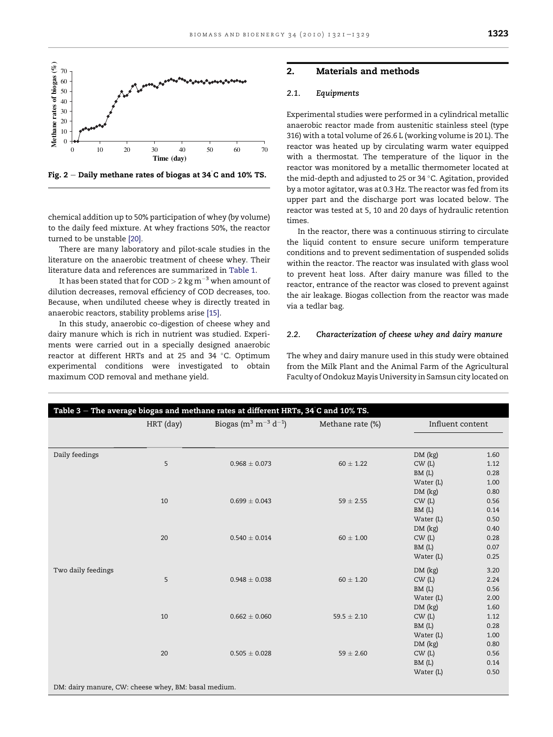Fig. 2 – Daily methane rates of biogas at 34 °C and 10% TS.

chemical addition up to 50% participation of whey (by volume) to the daily feed mixture. At whey fractions 50%, the reactor turned to be unstable [20].

There are many laboratory and pilot-scale studies in the literature on the anaerobic treatment of cheese whey. Their literature data and references are summarized in Table 1.

It has been stated that for COD > 2 kg $m^{-3}$ when amount of dilution decreases, removal efficiency of COD decreases, too. Because, when undiluted cheese whey is directly treated in anaerobic reactors, stability problems arise [15].

In this study, anaerobic co-digestion of cheese whey and dairy manure which is rich in nutrient was studied. Experiments were carried out in a specially designed anaerobic reactor at different HRTs and at 25 and 34 °C. Optimum experimental conditions were investigated to obtain maximum COD removal and methane yield.

## 2. Materials and methods

### 2.1. Equipments

Experimental studies were performed in a cylindrical metallic anaerobic reactor made from austenitic stainless steel (type 316) with a total volume of 26.6 L (working volume is 20 L). The reactor was heated up by circulating warm water equipped with a thermostat. The temperature of the liquor in the reactor was monitored by a metallic thermometer located at the mid-depth and adjusted to 25 or 34 °C. Agitation, provided by a motor agitator, was at 0.3 Hz. The reactor was fed from its upper part and the discharge port was located below. The reactor was tested at 5, 10 and 20 days of hydraulic retention times.

In the reactor, there was a continuous stirring to circulate the liquid content to ensure secure uniform temperature conditions and to prevent sedimentation of suspended solids within the reactor. The reactor was insulated with glass wool to prevent heat loss. After dairy manure was filled to the reactor, entrance of the reactor was closed to prevent against the air leakage. Biogas collection from the reactor was made via a tedlar bag.

### 2.2. Characterization of cheese whey and dairy manure

The whey and dairy manure used in this study were obtained from the Milk Plant and the Animal Farm of the Agricultural Faculty of Ondokuz Mayis University in Samsun city located on

**Table 3 – The average biogas and methane rates at different HRTs, 34 °C and 10% TS.**

| | HRT (day) | Biogas ($m^3$ $m^{-3}$ $d^{-1}$) | Methane rate (%) | Influent content | |
|---|---|---|---|---|---|
| Daily feedings | | | | DM (kg) | 1.60 |
| | 5 | 0.968 ± 0.073 | 60 ± 1.22 | CW (L) | 1.12 |
| | | | | BM (L) | 0.28 |
| | | | | Water (L) | 1.00 |
| | | | | DM (kg) | 0.80 |
| | 10 | 0.699 ± 0.043 | 59 ± 2.55 | CW (L) | 0.56 |
| | | | | BM (L) | 0.14 |
| | | | | Water (L) | 0.50 |
| | | | | DM (kg) | 0.40 |
| | 20 | 0.540 ± 0.014 | 60 ± 1.00 | CW (L) | 0.28 |
| | | | | BM (L) | 0.07 |
| | | | | Water (L) | 0.25 |
| Two daily feedings | | | | DM (kg) | 3.20 |
| | 5 | 0.948 ± 0.038 | 60 ± 1.20 | CW (L) | 2.24 |
| | | | | BM (L) | 0.56 |
| | | | | Water (L) | 2.00 |
| | | | | DM (kg) | 1.60 |
| | 10 | 0.662 ± 0.060 | 59.5 ± 2.10 | CW (L) | 1.12 |
| | | | | BM (L) | 0.28 |
| | | | | Water (L) | 1.00 |
| | | | | DM (kg) | 0.80 |
| | 20 | 0.505 ± 0.028 | 59 ± 2.60 | CW (L) | 0.56 |
| | | | | BM (L) | 0.14 |
| | | | | Water (L) | 0.50 |

DM: dairy manure, CW: cheese whey, BM: basal medium.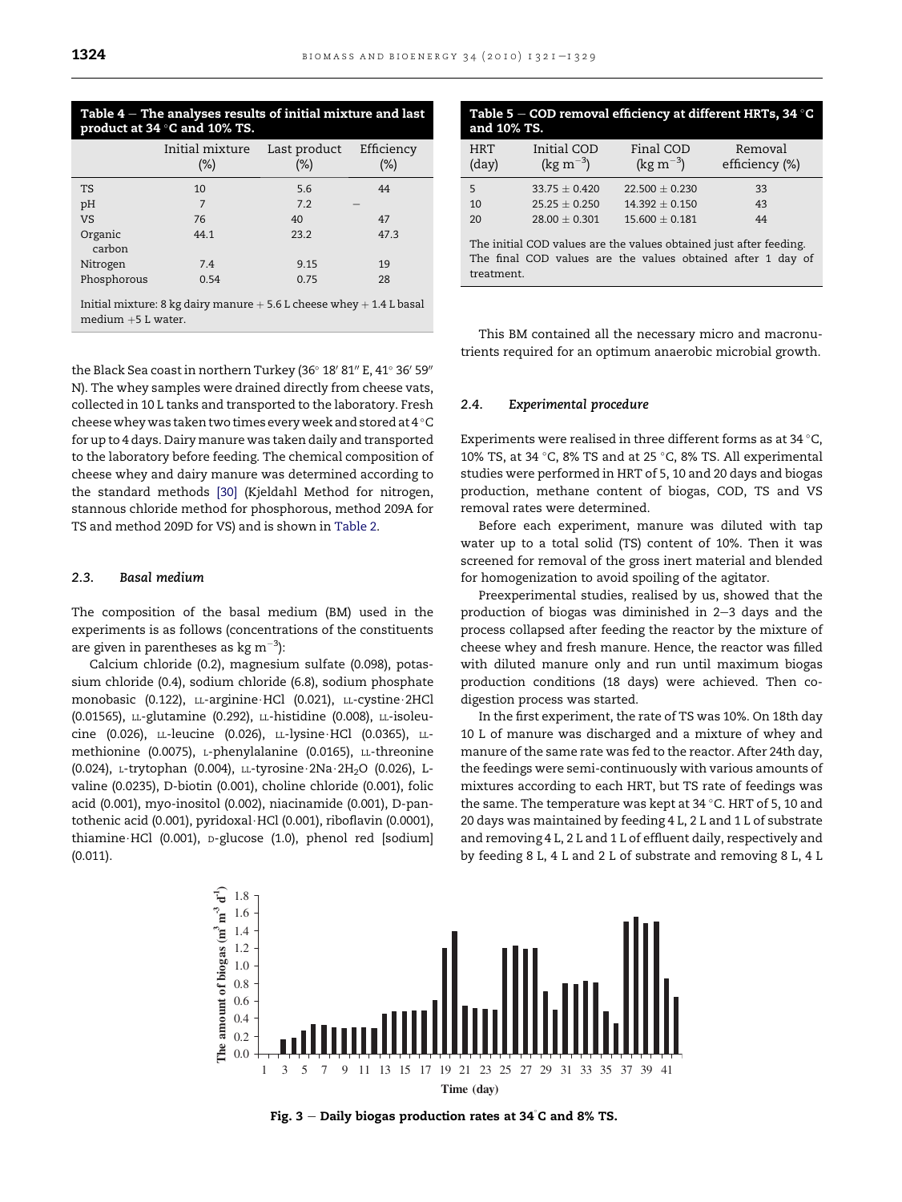**Table 4 – The analyses results of initial mixture and last product at 34 °C and 10% TS.**

| | Initial mixture (%) | Last product (%) | Efficiency (%) |
|---|---|---|---|
| TS | 10 | 5.6 | 44 |
| pH | 7 | 7.2 | – |
| VS | 76 | 40 | 47 |
| Organic carbon | 44.1 | 23.2 | 47.3 |
| Nitrogen | 7.4 | 9.15 | 19 |
| Phosphorous | 0.54 | 0.75 | 28 |

Initial mixture: 8 kg dairy manure + 5.6 L cheese whey + 1.4 L basal medium +5 L water.

the Black Sea coast in northern Turkey (36° 18′ 81″ E, 41° 36′ 59″ N). The whey samples were drained directly from cheese vats, collected in 10 L tanks and transported to the laboratory. Fresh cheese whey was taken two times every week and stored at 4 °C for up to 4 days. Dairy manure was taken daily and transported to the laboratory before feeding. The chemical composition of cheese whey and dairy manure was determined according to the standard methods [30] (Kjeldahl Method for nitrogen, stannous chloride method for phosphorous, method 209A for TS and method 209D for VS) and is shown in Table 2.

### 2.3. Basal medium

The composition of the basal medium (BM) used in the experiments is as follows (concentrations of the constituents are given in parentheses as kg $m^{-3}$):

Calcium chloride (0.2), magnesium sulfate (0.098), potassium chloride (0.4), sodium chloride (6.8), sodium phosphate monobasic (0.122), LL-arginine·HCl (0.021), LL-cystine·2HCl (0.01565), LL-glutamine (0.292), LL-histidine (0.008), LL-isoleucine (0.026), LL-leucine (0.026), LL-lysine·HCl (0.0365), LL-methionine (0.0075), L-phenylalanine (0.0165), LL-threonine (0.024), L-trytophan (0.004), LL-tyrosine·2Na·$2H_2O$ (0.026), L-valine (0.0235), D-biotin (0.001), choline chloride (0.001), folic acid (0.001), myo-inositol (0.002), niacinamide (0.001), D-pantothenic acid (0.001), pyridoxal·HCl (0.001), riboflavin (0.0001), thiamine·HCl (0.001), D-glucose (1.0), phenol red [sodium] (0.011).

**Table 5 – COD removal efficiency at different HRTs, 34 °C and 10% TS.**

| HRT (day) | Initial COD (kg $m^{-3}$) | Final COD (kg $m^{-3}$) | Removal efficiency (%) |
|---|---|---|---|
| 5 | 33.75 ± 0.420 | 22.500 ± 0.230 | 33 |
| 10 | 25.25 ± 0.250 | 14.392 ± 0.150 | 43 |
| 20 | 28.00 ± 0.301 | 15.600 ± 0.181 | 44 |

The initial COD values are the values obtained just after feeding. The final COD values are the values obtained after 1 day of treatment.

This BM contained all the necessary micro and macronutrients required for an optimum anaerobic microbial growth.

### 2.4. Experimental procedure

Experiments were realised in three different forms as at 34 °C, 10% TS, at 34 °C, 8% TS and at 25 °C, 8% TS. All experimental studies were performed in HRT of 5, 10 and 20 days and biogas production, methane content of biogas, COD, TS and VS removal rates were determined.

Before each experiment, manure was diluted with tap water up to a total solid (TS) content of 10%. Then it was screened for removal of the gross inert material and blended for homogenization to avoid spoiling of the agitator.

Preexperimental studies, realised by us, showed that the production of biogas was diminished in 2–3 days and the process collapsed after feeding the reactor by the mixture of cheese whey and fresh manure. Hence, the reactor was filled with diluted manure only and run until maximum biogas production conditions (18 days) were achieved. Then co-digestion process was started.

In the first experiment, the rate of TS was 10%. On 18th day 10 L of manure was discharged and a mixture of whey and manure of the same rate was fed to the reactor. After 24th day, the feedings were semi-continuously with various amounts of mixtures according to each HRT, but TS rate of feedings was the same. The temperature was kept at 34 °C. HRT of 5, 10 and 20 days was maintained by feeding 4 L, 2 L and 1 L of substrate and removing 4 L, 2 L and 1 L of effluent daily, respectively and by feeding 8 L, 4 L and 2 L of substrate and removing 8 L, 4 L

Fig. 3 – Daily biogas production rates at 34 °C and 8% TS.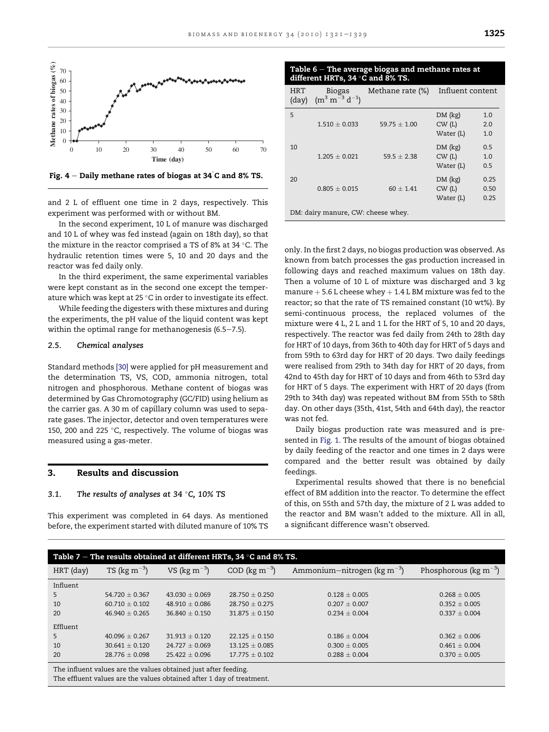Fig. 4 – Daily methane rates of biogas at 34 °C and 8% TS.

and 2 L of effluent one time in 2 days, respectively. This experiment was performed with or without BM.

In the second experiment, 10 L of manure was discharged and 10 L of whey was fed instead (again on 18th day), so that the mixture in the reactor comprised a TS of 8% at 34 °C. The hydraulic retention times were 5, 10 and 20 days and the reactor was fed daily only.

In the third experiment, the same experimental variables were kept constant as in the second one except the temperature which was kept at 25 °C in order to investigate its effect.

While feeding the digesters with these mixtures and during the experiments, the pH value of the liquid content was kept within the optimal range for methanogenesis (6.5–7.5).

### 2.5. Chemical analyses

Standard methods [30] were applied for pH measurement and the determination TS, VS, COD, ammonia nitrogen, total nitrogen and phosphorous. Methane content of biogas was determined by Gas Chromotography (GC/FID) using helium as the carrier gas. A 30 m of capillary column was used to separate gases. The injector, detector and oven temperatures were 150, 200 and 225 °C, respectively. The volume of biogas was measured using a gas-meter.

## 3. Results and discussion

### 3.1. The results of analyses at 34 °C, 10% TS

This experiment was completed in 64 days. As mentioned before, the experiment started with diluted manure of 10% TS only. In the first 2 days, no biogas production was observed. As known from batch processes the gas production increased in following days and reached maximum values on 18th day. Then a volume of 10 L of mixture was discharged and 3 kg manure + 5.6 L cheese whey + 1.4 L BM mixture was fed to the reactor; so that the rate of TS remained constant (10 wt%). By semi-continuous process, the replaced volumes of the mixture were 4 L, 2 L and 1 L for the HRT of 5, 10 and 20 days, respectively. The reactor was fed daily from 24th to 28th day for HRT of 10 days, from 36th to 40th day for HRT of 5 days and from 59th to 63rd day for HRT of 20 days. Two daily feedings were realised from 29th to 34th day for HRT of 20 days, from 42nd to 45th day for HRT of 10 days and from 46th to 53rd day for HRT of 5 days. The experiment with HRT of 20 days (from 29th to 34th day) was repeated without BM from 55th to 58th day. On other days (35th, 41st, 54th and 64th day), the reactor was not fed.

Daily biogas production rate was measured and is presented in Fig. 1. The results of the amount of biogas obtained by daily feeding of the reactor and one times in 2 days were compared and the better result was obtained by daily feedings.

Experimental results showed that there is no beneficial effect of BM addition into the reactor. To determine the effect of this, on 55th and 57th day, the mixture of 2 L was added to the reactor and BM wasn't added to the mixture. All in all, a significant difference wasn't observed.

**Table 6 – The average biogas and methane rates at different HRTs, 34 °C and 8% TS.**

| HRT (day) | Biogas ($m^3\ m^{-3}\ d^{-1}$) | Methane rate (%) | Influent content | |
|---|---|---|---|---|
| 5 | 1.510 ± 0.033 | 59.75 ± 1.00 | DM (kg) | 1.0 |
| | | | CW (L) | 2.0 |
| | | | Water (L) | 1.0 |
| 10 | 1.205 ± 0.021 | 59.5 ± 2.38 | DM (kg) | 0.5 |
| | | | CW (L) | 1.0 |
| | | | Water (L) | 0.5 |
| 20 | 0.805 ± 0.015 | 60 ± 1.41 | DM (kg) | 0.25 |
| | | | CW (L) | 0.50 |
| | | | Water (L) | 0.25 |

DM: dairy manure, CW: cheese whey.

**Table 7 – The results obtained at different HRTs, 34 °C and 8% TS.**

| HRT (day) | TS ($kg\ m^{-3}$) | VS ($kg\ m^{-3}$) | COD ($kg\ m^{-3}$) | Ammonium–nitrogen ($kg\ m^{-3}$) | Phosphorous ($kg\ m^{-3}$) |
|---|---|---|---|---|---|
| Influent | | | | | |
| 5 | 54.720 ± 0.367 | 43.030 ± 0.069 | 28.750 ± 0.250 | 0.128 ± 0.005 | 0.268 ± 0.005 |
| 10 | 60.710 ± 0.102 | 48.910 ± 0.086 | 28.750 ± 0.275 | 0.207 ± 0.007 | 0.352 ± 0.005 |
| 20 | 46.940 ± 0.265 | 36.840 ± 0.150 | 31.875 ± 0.150 | 0.234 ± 0.004 | 0.337 ± 0.004 |
| Effluent | | | | | |
| 5 | 40.096 ± 0.267 | 31.913 ± 0.120 | 22.125 ± 0.150 | 0.186 ± 0.004 | 0.362 ± 0.006 |
| 10 | 30.641 ± 0.120 | 24.727 ± 0.069 | 13.125 ± 0.085 | 0.300 ± 0.005 | 0.461 ± 0.004 |
| 20 | 28.776 ± 0.098 | 25.422 ± 0.096 | 17.775 ± 0.102 | 0.288 ± 0.004 | 0.370 ± 0.005 |

The influent values are the values obtained just after feeding.
The effluent values are the values obtained after 1 day of treatment.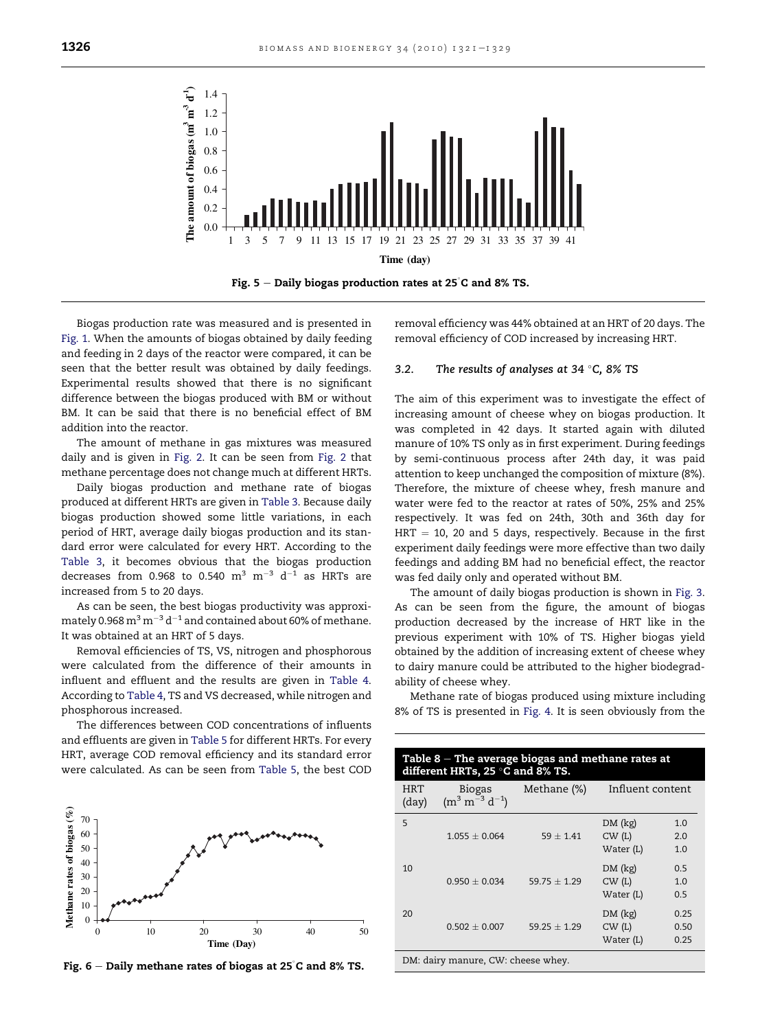Fig. 5 – Daily biogas production rates at 25°C and 8% TS.

Biogas production rate was measured and is presented in Fig. 1. When the amounts of biogas obtained by daily feeding and feeding in 2 days of the reactor were compared, it can be seen that the better result was obtained by daily feedings. Experimental results showed that there is no significant difference between the biogas produced with BM or without BM. It can be said that there is no beneficial effect of BM addition into the reactor.

The amount of methane in gas mixtures was measured daily and is given in Fig. 2. It can be seen from Fig. 2 that methane percentage does not change much at different HRTs.

Daily biogas production and methane rate of biogas produced at different HRTs are given in Table 3. Because daily biogas production showed some little variations, in each period of HRT, average daily biogas production and its standard error were calculated for every HRT. According to the Table 3, it becomes obvious that the biogas production decreases from 0.968 to 0.540 $m^3\ m^{-3}\ d^{-1}$ as HRTs are increased from 5 to 20 days.

As can be seen, the best biogas productivity was approximately 0.968 $m^3\ m^{-3}\ d^{-1}$ and contained about 60% of methane. It was obtained at an HRT of 5 days.

Removal efficiencies of TS, VS, nitrogen and phosphorous were calculated from the difference of their amounts in influent and effluent and the results are given in Table 4. According to Table 4, TS and VS decreased, while nitrogen and phosphorous increased.

The differences between COD concentrations of influents and effluents are given in Table 5 for different HRTs. For every HRT, average COD removal efficiency and its standard error were calculated. As can be seen from Table 5, the best COD removal efficiency was 44% obtained at an HRT of 20 days. The removal efficiency of COD increased by increasing HRT.

Fig. 6 – Daily methane rates of biogas at 25°C and 8% TS.

### 3.2. The results of analyses at 34 °C, 8% TS

The aim of this experiment was to investigate the effect of increasing amount of cheese whey on biogas production. It was completed in 42 days. It started again with diluted manure of 10% TS only as in first experiment. During feedings by semi-continuous process after 24th day, it was paid attention to keep unchanged the composition of mixture (8%). Therefore, the mixture of cheese whey, fresh manure and water were fed to the reactor at rates of 50%, 25% and 25% respectively. It was fed on 24th, 30th and 36th day for HRT = 10, 20 and 5 days, respectively. Because in the first experiment daily feedings were more effective than two daily feedings and adding BM had no beneficial effect, the reactor was fed daily only and operated without BM.

The amount of daily biogas production is shown in Fig. 3. As can be seen from the figure, the amount of biogas production decreased by the increase of HRT like in the previous experiment with 10% of TS. Higher biogas yield obtained by the addition of increasing extent of cheese whey to dairy manure could be attributed to the higher biodegradability of cheese whey.

Methane rate of biogas produced using mixture including 8% of TS is presented in Fig. 4. It is seen obviously from the

**Table 8 – The average biogas and methane rates at different HRTs, 25 °C and 8% TS.**

| HRT (day) | Biogas ($m^3\ m^{-3}\ d^{-1}$) | Methane (%) | Influent content | |
|---|---|---|---|---|
| 5 | 1.055 ± 0.064 | 59 ± 1.41 | DM (kg) | 1.0 |
| | | | CW (L) | 2.0 |
| | | | Water (L) | 1.0 |
| 10 | 0.950 ± 0.034 | 59.75 ± 1.29 | DM (kg) | 0.5 |
| | | | CW (L) | 1.0 |
| | | | Water (L) | 0.5 |
| 20 | 0.502 ± 0.007 | 59.25 ± 1.29 | DM (kg) | 0.25 |
| | | | CW (L) | 0.50 |
| | | | Water (L) | 0.25 |

DM: dairy manure, CW: cheese whey.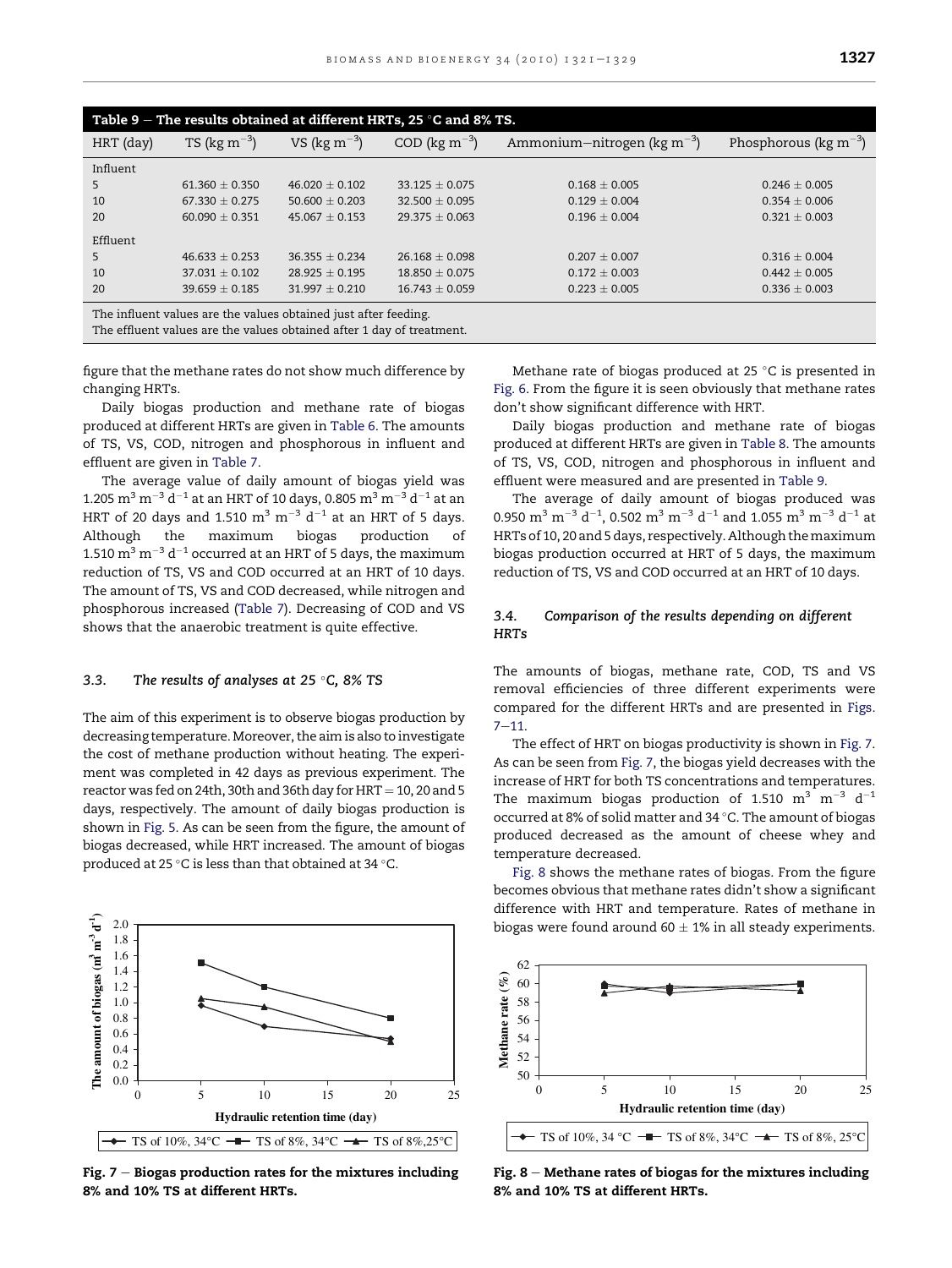Table 9 – The results obtained at different HRTs, 25 °C and 8% TS.

| HRT (day) | TS (kg $m^{-3}$) | VS (kg $m^{-3}$) | COD (kg $m^{-3}$) | Ammonium–nitrogen (kg $m^{-3}$) | Phosphorous (kg $m^{-3}$) |
|---|---|---|---|---|---|
| Influent | | | | | |
| 5 | 61.360 ± 0.350 | 46.020 ± 0.102 | 33.125 ± 0.075 | 0.168 ± 0.005 | 0.246 ± 0.005 |
| 10 | 67.330 ± 0.275 | 50.600 ± 0.203 | 32.500 ± 0.095 | 0.129 ± 0.004 | 0.354 ± 0.006 |
| 20 | 60.090 ± 0.351 | 45.067 ± 0.153 | 29.375 ± 0.063 | 0.196 ± 0.004 | 0.321 ± 0.003 |
| Effluent | | | | | |
| 5 | 46.633 ± 0.253 | 36.355 ± 0.234 | 26.168 ± 0.098 | 0.207 ± 0.007 | 0.316 ± 0.004 |
| 10 | 37.031 ± 0.102 | 28.925 ± 0.195 | 18.850 ± 0.075 | 0.172 ± 0.003 | 0.442 ± 0.005 |
| 20 | 39.659 ± 0.185 | 31.997 ± 0.210 | 16.743 ± 0.059 | 0.223 ± 0.005 | 0.336 ± 0.003 |

The influent values are the values obtained just after feeding.
The effluent values are the values obtained after 1 day of treatment.

figure that the methane rates do not show much difference by changing HRTs.

Daily biogas production and methane rate of biogas produced at different HRTs are given in Table 6. The amounts of TS, VS, COD, nitrogen and phosphorous in influent and effluent are given in Table 7.

The average value of daily amount of biogas yield was 1.205 $m^3$ $m^{-3}$ $d^{-1}$ at an HRT of 10 days, 0.805 $m^3$ $m^{-3}$ $d^{-1}$ at an HRT of 20 days and 1.510 $m^3$ $m^{-3}$ $d^{-1}$ at an HRT of 5 days. Although the maximum biogas production of 1.510 $m^3$ $m^{-3}$ $d^{-1}$ occurred at an HRT of 5 days, the maximum reduction of TS, VS and COD occurred at an HRT of 10 days. The amount of TS, VS and COD decreased, while nitrogen and phosphorous increased (Table 7). Decreasing of COD and VS shows that the anaerobic treatment is quite effective.

### 3.3. The results of analyses at 25 °C, 8% TS

The aim of this experiment is to observe biogas production by decreasing temperature. Moreover, the aim is also to investigate the cost of methane production without heating. The experiment was completed in 42 days as previous experiment. The reactor was fed on 24th, 30th and 36th day for HRT = 10, 20 and 5 days, respectively. The amount of daily biogas production is shown in Fig. 5. As can be seen from the figure, the amount of biogas decreased, while HRT increased. The amount of biogas produced at 25 °C is less than that obtained at 34 °C.

Fig. 7 – Biogas production rates for the mixtures including 8% and 10% TS at different HRTs.

Methane rate of biogas produced at 25 °C is presented in Fig. 6. From the figure it is seen obviously that methane rates don't show significant difference with HRT.

Daily biogas production and methane rate of biogas produced at different HRTs are given in Table 8. The amounts of TS, VS, COD, nitrogen and phosphorous in influent and effluent were measured and are presented in Table 9.

The average of daily amount of biogas produced was 0.950 $m^3$ $m^{-3}$ $d^{-1}$, 0.502 $m^3$ $m^{-3}$ $d^{-1}$ and 1.055 $m^3$ $m^{-3}$ $d^{-1}$ at HRTs of 10, 20 and 5 days, respectively. Although the maximum biogas production occurred at HRT of 5 days, the maximum reduction of TS, VS and COD occurred at an HRT of 10 days.

### 3.4. Comparison of the results depending on different HRTs

The amounts of biogas, methane rate, COD, TS and VS removal efficiencies of three different experiments were compared for the different HRTs and are presented in Figs. 7–11.

The effect of HRT on biogas productivity is shown in Fig. 7. As can be seen from Fig. 7, the biogas yield decreases with the increase of HRT for both TS concentrations and temperatures. The maximum biogas production of 1.510 $m^3$ $m^{-3}$ $d^{-1}$ occurred at 8% of solid matter and 34 °C. The amount of biogas produced decreased as the amount of cheese whey and temperature decreased.

Fig. 8 shows the methane rates of biogas. From the figure becomes obvious that methane rates didn't show a significant difference with HRT and temperature. Rates of methane in biogas were found around 60 ± 1% in all steady experiments.

Fig. 8 – Methane rates of biogas for the mixtures including 8% and 10% TS at different HRTs.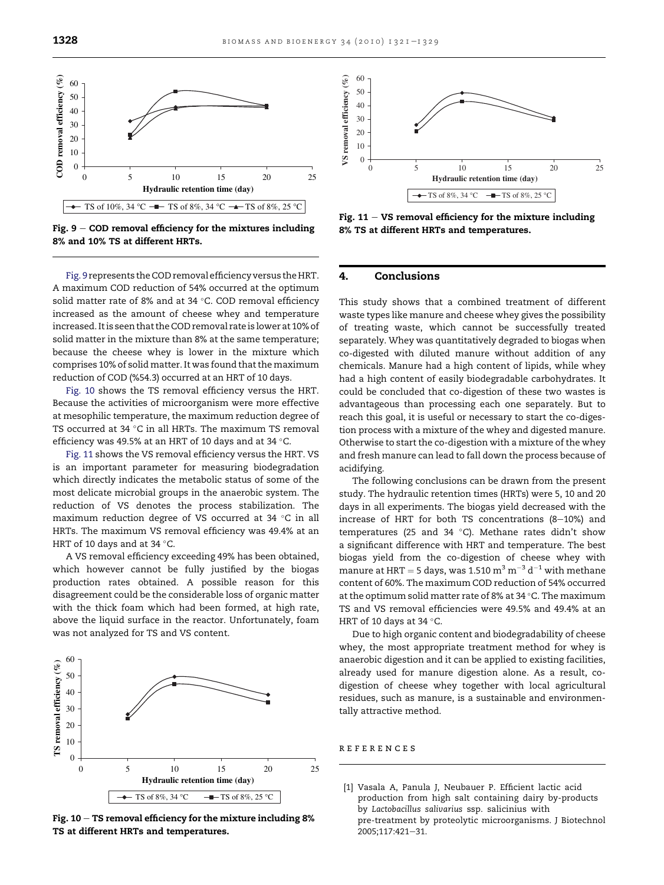Fig. 9 – COD removal efficiency for the mixtures including 8% and 10% TS at different HRTs.

Fig. 9 represents the COD removal efficiency versus the HRT. A maximum COD reduction of 54% occurred at the optimum solid matter rate of 8% and at 34 °C. COD removal efficiency increased as the amount of cheese whey and temperature increased. It is seen that the COD removal rate is lower at 10% of solid matter in the mixture than 8% at the same temperature; because the cheese whey is lower in the mixture which comprises 10% of solid matter. It was found that the maximum reduction of COD (%54.3) occurred at an HRT of 10 days.

Fig. 10 shows the TS removal efficiency versus the HRT. Because the activities of microorganism were more effective at mesophilic temperature, the maximum reduction degree of TS occurred at 34 °C in all HRTs. The maximum TS removal efficiency was 49.5% at an HRT of 10 days and at 34 °C.

Fig. 11 shows the VS removal efficiency versus the HRT. VS is an important parameter for measuring biodegradation which directly indicates the metabolic status of some of the most delicate microbial groups in the anaerobic system. The reduction of VS denotes the process stabilization. The maximum reduction degree of VS occurred at 34 °C in all HRTs. The maximum VS removal efficiency was 49.4% at an HRT of 10 days and at 34 °C.

A VS removal efficiency exceeding 49% has been obtained, which however cannot be fully justified by the biogas production rates obtained. A possible reason for this disagreement could be the considerable loss of organic matter with the thick foam which had been formed, at high rate, above the liquid surface in the reactor. Unfortunately, foam was not analyzed for TS and VS content.

Fig. 10 – TS removal efficiency for the mixture including 8% TS at different HRTs and temperatures.

Fig. 11 – VS removal efficiency for the mixture including 8% TS at different HRTs and temperatures.

## 4. Conclusions

This study shows that a combined treatment of different waste types like manure and cheese whey gives the possibility of treating waste, which cannot be successfully treated separately. Whey was quantitatively degraded to biogas when co-digested with diluted manure without addition of any chemicals. Manure had a high content of lipids, while whey had a high content of easily biodegradable carbohydrates. It could be concluded that co-digestion of these two wastes is advantageous than processing each one separately. But to reach this goal, it is useful or necessary to start the co-digestion process with a mixture of the whey and digested manure. Otherwise to start the co-digestion with a mixture of the whey and fresh manure can lead to fall down the process because of acidifying.

The following conclusions can be drawn from the present study. The hydraulic retention times (HRTs) were 5, 10 and 20 days in all experiments. The biogas yield decreased with the increase of HRT for both TS concentrations (8–10%) and temperatures (25 and 34 °C). Methane rates didn't show a significant difference with HRT and temperature. The best biogas yield from the co-digestion of cheese whey with manure at HRT = 5 days, was 1.510 $m^3\ m^{-3}\ d^{-1}$ with methane content of 60%. The maximum COD reduction of 54% occurred at the optimum solid matter rate of 8% at 34 °C. The maximum TS and VS removal efficiencies were 49.5% and 49.4% at an HRT of 10 days at 34 °C.

Due to high organic content and biodegradability of cheese whey, the most appropriate treatment method for whey is anaerobic digestion and it can be applied to existing facilities, already used for manure digestion alone. As a result, co-digestion of cheese whey together with local agricultural residues, such as manure, is a sustainable and environmentally attractive method.

## REFERENCES

[1] Vasala A, Panula J, Neubauer P. Efficient lactic acid production from high salt containing dairy by-products by *Lactobacillus salivarius* ssp. salicinius with pre-treatment by proteolytic microorganisms. J Biotechnol 2005;117:421–31.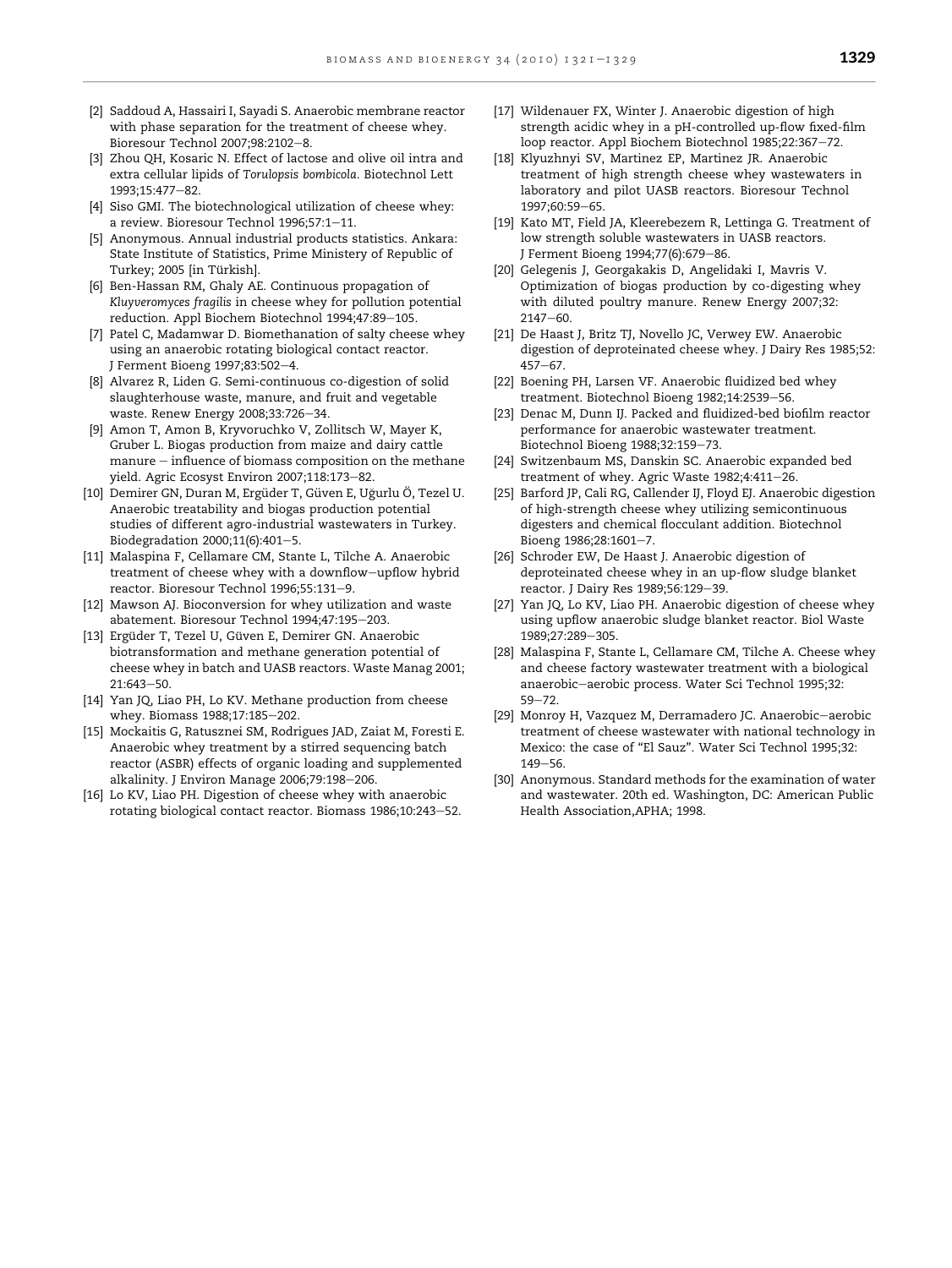[2] Saddoud A, Hassairi I, Sayadi S. Anaerobic membrane reactor with phase separation for the treatment of cheese whey. Bioresour Technol 2007;98:2102–8.

[3] Zhou QH, Kosaric N. Effect of lactose and olive oil intra and extra cellular lipids of *Torulopsis bombicola*. Biotechnol Lett 1993;15:477–82.

[4] Siso GMI. The biotechnological utilization of cheese whey: a review. Bioresour Technol 1996;57:1–11.

[5] Anonymous. Annual industrial products statistics. Ankara: State Institute of Statistics, Prime Ministery of Republic of Turkey; 2005 [in Türkish].

[6] Ben-Hassan RM, Ghaly AE. Continuous propagation of *Kluyveromyces fragilis* in cheese whey for pollution potential reduction. Appl Biochem Biotechnol 1994;47:89–105.

[7] Patel C, Madamwar D. Biomethanation of salty cheese whey using an anaerobic rotating biological contact reactor. J Ferment Bioeng 1997;83:502–4.

[8] Alvarez R, Liden G. Semi-continuous co-digestion of solid slaughterhouse waste, manure, and fruit and vegetable waste. Renew Energy 2008;33:726–34.

[9] Amon T, Amon B, Kryvoruchko V, Zollitsch W, Mayer K, Gruber L. Biogas production from maize and dairy cattle manure – influence of biomass composition on the methane yield. Agric Ecosyst Environ 2007;118:173–82.

[10] Demirer GN, Duran M, Ergüder T, Güven E, Uğurlu Ö, Tezel U. Anaerobic treatability and biogas production potential studies of different agro-industrial wastewaters in Turkey. Biodegradation 2000;11(6):401–5.

[11] Malaspina F, Cellamare CM, Stante L, Tilche A. Anaerobic treatment of cheese whey with a downflow–upflow hybrid reactor. Bioresour Technol 1996;55:131–9.

[12] Mawson AJ. Bioconversion for whey utilization and waste abatement. Bioresour Technol 1994;47:195–203.

[13] Ergüder T, Tezel U, Güven E, Demirer GN. Anaerobic biotransformation and methane generation potential of cheese whey in batch and UASB reactors. Waste Manag 2001; 21:643–50.

[14] Yan JQ, Liao PH, Lo KV. Methane production from cheese whey. Biomass 1988;17:185–202.

[15] Mockaitis G, Ratusznei SM, Rodrigues JAD, Zaiat M, Foresti E. Anaerobic whey treatment by a stirred sequencing batch reactor (ASBR) effects of organic loading and supplemented alkalinity. J Environ Manage 2006;79:198–206.

[16] Lo KV, Liao PH. Digestion of cheese whey with anaerobic rotating biological contact reactor. Biomass 1986;10:243–52.

[17] Wildenauer FX, Winter J. Anaerobic digestion of high strength acidic whey in a pH-controlled up-flow fixed-film loop reactor. Appl Biochem Biotechnol 1985;22:367–72.

[18] Klyuzhnyi SV, Martinez EP, Martinez JR. Anaerobic treatment of high strength cheese whey wastewaters in laboratory and pilot UASB reactors. Bioresour Technol 1997;60:59–65.

[19] Kato MT, Field JA, Kleerebezem R, Lettinga G. Treatment of low strength soluble wastewaters in UASB reactors. J Ferment Bioeng 1994;77(6):679–86.

[20] Gelegenis J, Georgakakis D, Angelidaki I, Mavris V. Optimization of biogas production by co-digesting whey with diluted poultry manure. Renew Energy 2007;32: 2147–60.

[21] De Haast J, Britz TJ, Novello JC, Verwey EW. Anaerobic digestion of deproteinated cheese whey. J Dairy Res 1985;52: 457–67.

[22] Boening PH, Larsen VF. Anaerobic fluidized bed whey treatment. Biotechnol Bioeng 1982;14:2539–56.

[23] Denac M, Dunn IJ. Packed and fluidized-bed biofilm reactor performance for anaerobic wastewater treatment. Biotechnol Bioeng 1988;32:159–73.

[24] Switzenbaum MS, Danskin SC. Anaerobic expanded bed treatment of whey. Agric Waste 1982;4:411–26.

[25] Barford JP, Cali RG, Callender IJ, Floyd EJ. Anaerobic digestion of high-strength cheese whey utilizing semicontinuous digesters and chemical flocculant addition. Biotechnol Bioeng 1986;28:1601–7.

[26] Schroder EW, De Haast J. Anaerobic digestion of deproteinated cheese whey in an up-flow sludge blanket reactor. J Dairy Res 1989;56:129–39.

[27] Yan JQ, Lo KV, Liao PH. Anaerobic digestion of cheese whey using upflow anaerobic sludge blanket reactor. Biol Waste 1989;27:289–305.

[28] Malaspina F, Stante L, Cellamare CM, Tilche A. Cheese whey and cheese factory wastewater treatment with a biological anaerobic–aerobic process. Water Sci Technol 1995;32: 59–72.

[29] Monroy H, Vazquez M, Derramadero JC. Anaerobic–aerobic treatment of cheese wastewater with national technology in Mexico: the case of "El Sauz". Water Sci Technol 1995;32: 149–56.

[30] Anonymous. Standard methods for the examination of water and wastewater. 20th ed. Washington, DC: American Public Health Association,APHA; 1998.